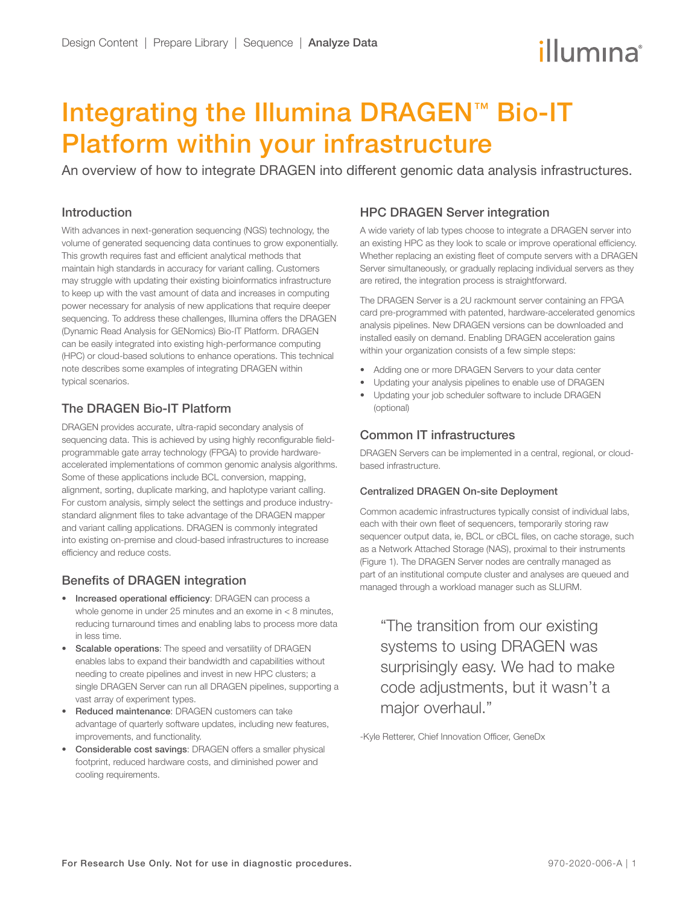Design Content | Prepare Library | Sequence | **Analyze Data**

# Integrating the Illumina DRAGEN™ Bio-IT Platform within your infrastructure

An overview of how to integrate DRAGEN into different genomic data analysis infrastructures.

## Introduction

With advances in next-generation sequencing (NGS) technology, the volume of generated sequencing data continues to grow exponentially. This growth requires fast and efficient analytical methods that maintain high standards in accuracy for variant calling. Customers may struggle with updating their existing bioinformatics infrastructure to keep up with the vast amount of data and increases in computing power necessary for analysis of new applications that require deeper sequencing. To address these challenges, Illumina offers the DRAGEN (Dynamic Read Analysis for GENomics) Bio-IT Platform. DRAGEN can be easily integrated into existing high-performance computing (HPC) or cloud-based solutions to enhance operations. This technical note describes some examples of integrating DRAGEN within typical scenarios.

## The DRAGEN Bio-IT Platform

DRAGEN provides accurate, ultra-rapid secondary analysis of sequencing data. This is achieved by using highly reconfigurable field-programmable gate array technology (FPGA) to provide hardware-accelerated implementations of common genomic analysis algorithms. Some of these applications include BCL conversion, mapping, alignment, sorting, duplicate marking, and haplotype variant calling. For custom analysis, simply select the settings and produce industry-standard alignment files to take advantage of the DRAGEN mapper and variant calling applications. DRAGEN is commonly integrated into existing on-premise and cloud-based infrastructures to increase efficiency and reduce costs.

## Benefits of DRAGEN integration

- **Increased operational efficiency**: DRAGEN can process a whole genome in under 25 minutes and an exome in < 8 minutes, reducing turnaround times and enabling labs to process more data in less time.
- **Scalable operations**: The speed and versatility of DRAGEN enables labs to expand their bandwidth and capabilities without needing to create pipelines and invest in new HPC clusters; a single DRAGEN Server can run all DRAGEN pipelines, supporting a vast array of experiment types.
- **Reduced maintenance**: DRAGEN customers can take advantage of quarterly software updates, including new features, improvements, and functionality.
- **Considerable cost savings**: DRAGEN offers a smaller physical footprint, reduced hardware costs, and diminished power and cooling requirements.

## HPC DRAGEN Server integration

A wide variety of lab types choose to integrate a DRAGEN server into an existing HPC as they look to scale or improve operational efficiency. Whether replacing an existing fleet of compute servers with a DRAGEN Server simultaneously, or gradually replacing individual servers as they are retired, the integration process is straightforward.

The DRAGEN Server is a 2U rackmount server containing an FPGA card pre-programmed with patented, hardware-accelerated genomics analysis pipelines. New DRAGEN versions can be downloaded and installed easily on demand. Enabling DRAGEN acceleration gains within your organization consists of a few simple steps:

- Adding one or more DRAGEN Servers to your data center
- Updating your analysis pipelines to enable use of DRAGEN
- Updating your job scheduler software to include DRAGEN (optional)

## Common IT infrastructures

DRAGEN Servers can be implemented in a central, regional, or cloud-based infrastructure.

### Centralized DRAGEN On-site Deployment

Common academic infrastructures typically consist of individual labs, each with their own fleet of sequencers, temporarily storing raw sequencer output data, ie, BCL or cBCL files, on cache storage, such as a Network Attached Storage (NAS), proximal to their instruments (Figure 1). The DRAGEN Server nodes are centrally managed as part of an institutional compute cluster and analyses are queued and managed through a workload manager such as SLURM.

> "The transition from our existing systems to using DRAGEN was surprisingly easy. We had to make code adjustments, but it wasn't a major overhaul."

-Kyle Retterer, Chief Innovation Officer, GeneDx

For Research Use Only. Not for use in diagnostic procedures.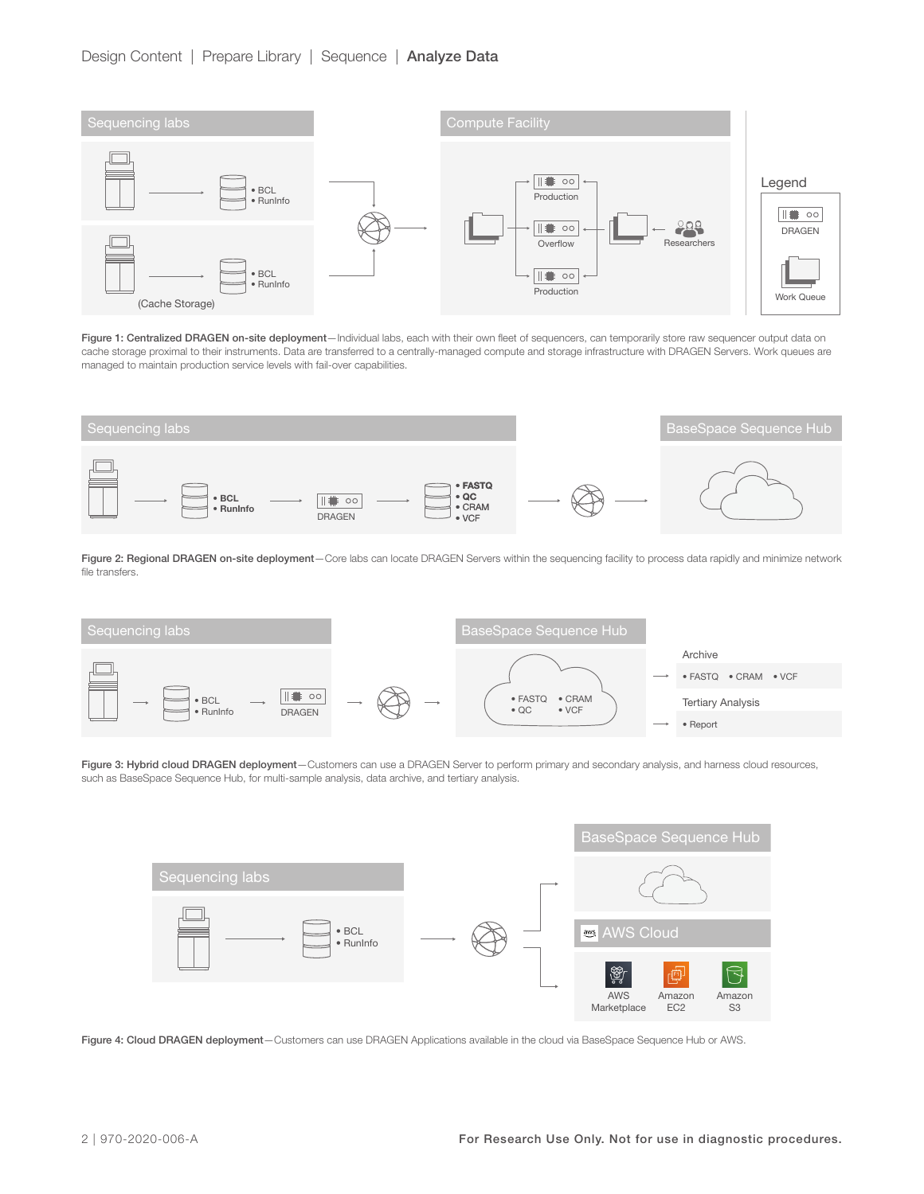Design Content | Prepare Library | Sequence | **Analyze Data**

Sequencing labs

• BCL
• RunInfo

• BCL
• RunInfo

(Cache Storage)

Compute Facility

Production

Overflow

Production

Researchers

Legend

DRAGEN

Work Queue

**Figure 1: Centralized DRAGEN on-site deployment**—Individual labs, each with their own fleet of sequencers, can temporarily store raw sequencer output data on cache storage proximal to their instruments. Data are transferred to a centrally-managed compute and storage infrastructure with DRAGEN Servers. Work queues are managed to maintain production service levels with fail-over capabilities.

Sequencing labs

• **BCL**
• **RunInfo**

DRAGEN

• **FASTQ**
• **QC**
• CRAM
• VCF

BaseSpace Sequence Hub

**Figure 2: Regional DRAGEN on-site deployment**—Core labs can locate DRAGEN Servers within the sequencing facility to process data rapidly and minimize network file transfers.

Sequencing labs

• BCL
• RunInfo

DRAGEN

BaseSpace Sequence Hub

• FASTQ
• QC
• CRAM
• VCF

Archive

• FASTQ • CRAM • VCF

Tertiary Analysis

• Report

**Figure 3: Hybrid cloud DRAGEN deployment**—Customers can use a DRAGEN Server to perform primary and secondary analysis, and harness cloud resources, such as BaseSpace Sequence Hub, for multi-sample analysis, data archive, and tertiary analysis.

Sequencing labs

• BCL
• RunInfo

BaseSpace Sequence Hub

AWS Cloud

AWS Marketplace

Amazon EC2

Amazon S3

**Figure 4: Cloud DRAGEN deployment**—Customers can use DRAGEN Applications available in the cloud via BaseSpace Sequence Hub or AWS.

For Research Use Only. Not for use in diagnostic procedures.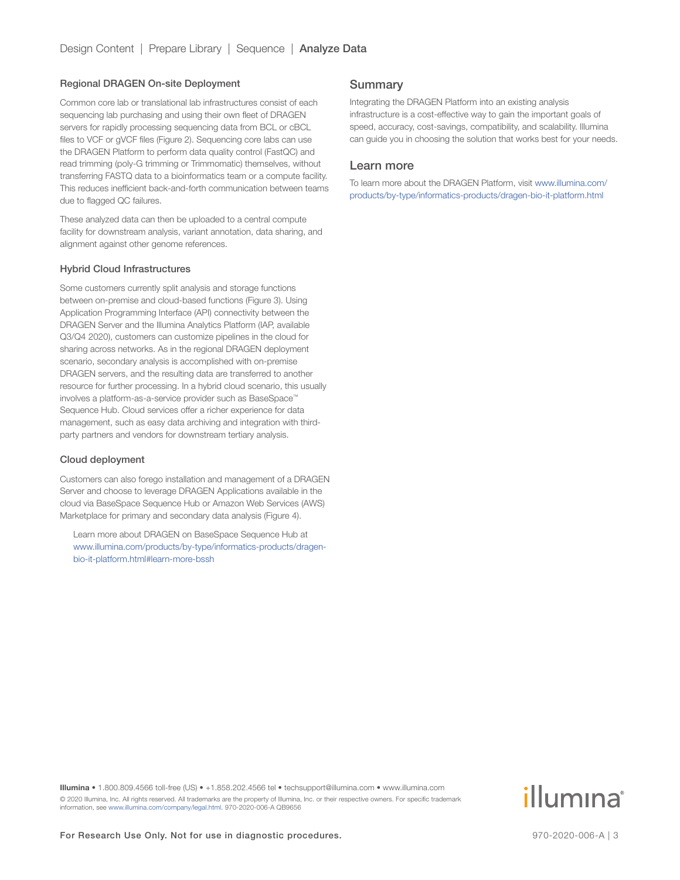### Regional DRAGEN On-site Deployment

Common core lab or translational lab infrastructures consist of each sequencing lab purchasing and using their own fleet of DRAGEN servers for rapidly processing sequencing data from BCL or cBCL files to VCF or gVCF files (Figure 2). Sequencing core labs can use the DRAGEN Platform to perform data quality control (FastQC) and read trimming (poly-G trimming or Trimmomatic) themselves, without transferring FASTQ data to a bioinformatics team or a compute facility. This reduces inefficient back-and-forth communication between teams due to flagged QC failures.

These analyzed data can then be uploaded to a central compute facility for downstream analysis, variant annotation, data sharing, and alignment against other genome references.

### Hybrid Cloud Infrastructures

Some customers currently split analysis and storage functions between on-premise and cloud-based functions (Figure 3). Using Application Programming Interface (API) connectivity between the DRAGEN Server and the Illumina Analytics Platform (IAP, available Q3/Q4 2020), customers can customize pipelines in the cloud for sharing across networks. As in the regional DRAGEN deployment scenario, secondary analysis is accomplished with on-premise DRAGEN servers, and the resulting data are transferred to another resource for further processing. In a hybrid cloud scenario, this usually involves a platform-as-a-service provider such as BaseSpace™ Sequence Hub. Cloud services offer a richer experience for data management, such as easy data archiving and integration with third-party partners and vendors for downstream tertiary analysis.

### Cloud deployment

Customers can also forego installation and management of a DRAGEN Server and choose to leverage DRAGEN Applications available in the cloud via BaseSpace Sequence Hub or Amazon Web Services (AWS) Marketplace for primary and secondary data analysis (Figure 4).

Learn more about DRAGEN on BaseSpace Sequence Hub at www.illumina.com/products/by-type/informatics-products/dragen-bio-it-platform.html#learn-more-bssh

## Summary

Integrating the DRAGEN Platform into an existing analysis infrastructure is a cost-effective way to gain the important goals of speed, accuracy, cost-savings, compatibility, and scalability. Illumina can guide you in choosing the solution that works best for your needs.

## Learn more

To learn more about the DRAGEN Platform, visit www.illumina.com/products/by-type/informatics-products/dragen-bio-it-platform.html

**Illumina** • 1.800.809.4566 toll-free (US) • +1.858.202.4566 tel • techsupport@illumina.com • www.illumina.com

© 2020 Illumina, Inc. All rights reserved. All trademarks are the property of Illumina, Inc. or their respective owners. For specific trademark information, see www.illumina.com/company/legal.html. 970-2020-006-A QB9656

For Research Use Only. Not for use in diagnostic procedures.